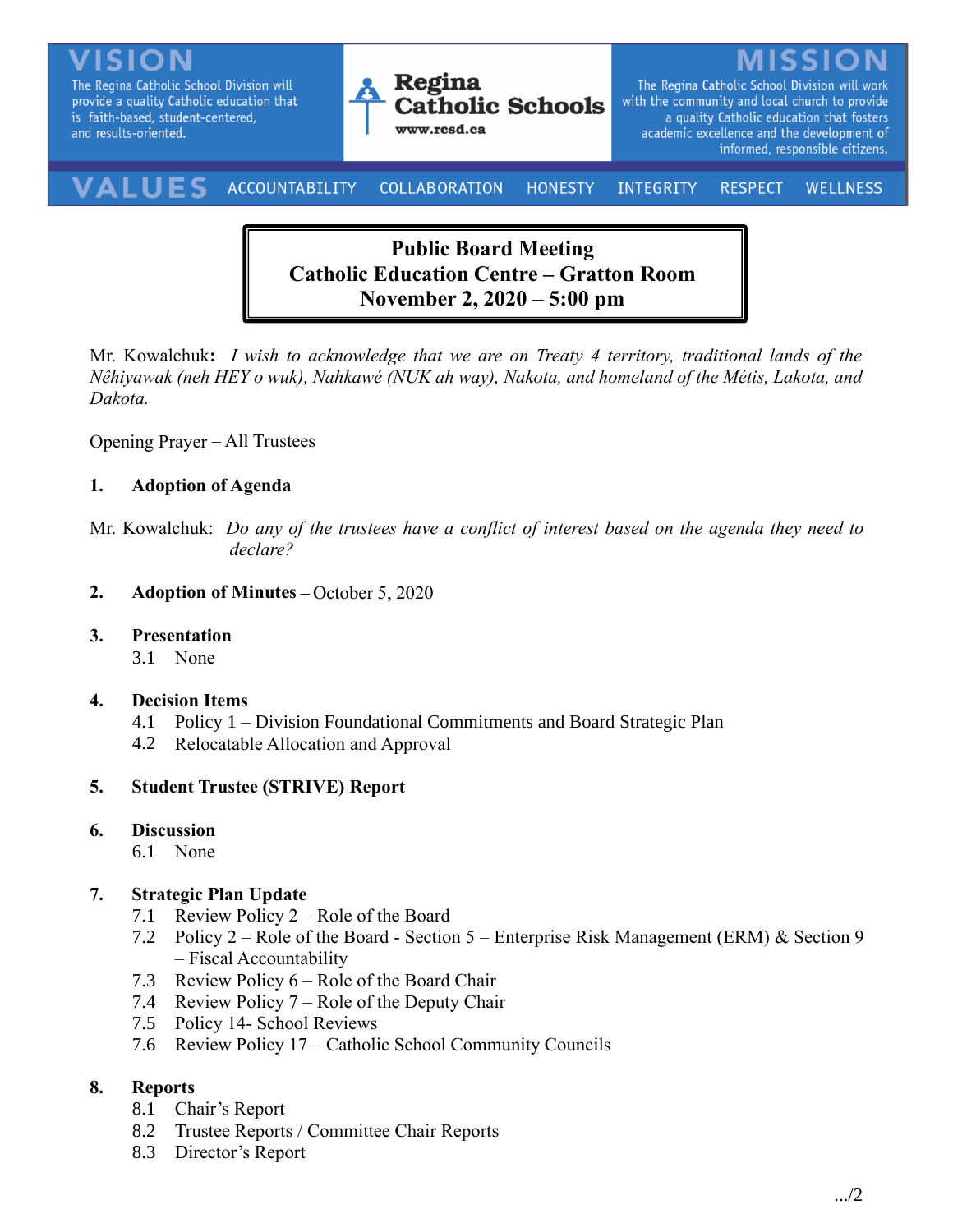**VISION**
The Regina Catholic School Division will provide a quality Catholic education that is faith-based, student-centered, and results-oriented.

**Regina Catholic Schools**
www.rcsd.ca

**MISSION**
The Regina Catholic School Division will work with the community and local church to provide a quality Catholic education that fosters academic excellence and the development of informed, responsible citizens.

**VALUES** ACCOUNTABILITY COLLABORATION HONESTY INTEGRITY RESPECT WELLNESS

# Public Board Meeting
# Catholic Education Centre – Gratton Room
# November 2, 2020 – 5:00 pm

Mr. Kowalchuk**:** *I wish to acknowledge that we are on Treaty 4 territory, traditional lands of the Nêhiyawak (neh HEY o wuk), Nahkawé (NUK ah way), Nakota, and homeland of the Métis, Lakota, and Dakota.*

Opening Prayer – All Trustees

**1. Adoption of Agenda**

Mr. Kowalchuk: *Do any of the trustees have a conflict of interest based on the agenda they need to declare?*

**2. Adoption of Minutes** – October 5, 2020

**3. Presentation**
- 3.1 None

**4. Decision Items**
- 4.1 Policy 1 – Division Foundational Commitments and Board Strategic Plan
- 4.2 Relocatable Allocation and Approval

**5. Student Trustee (STRIVE) Report**

**6. Discussion**
- 6.1 None

**7. Strategic Plan Update**
- 7.1 Review Policy 2 – Role of the Board
- 7.2 Policy 2 – Role of the Board - Section 5 – Enterprise Risk Management (ERM) & Section 9 – Fiscal Accountability
- 7.3 Review Policy 6 – Role of the Board Chair
- 7.4 Review Policy 7 – Role of the Deputy Chair
- 7.5 Policy 14- School Reviews
- 7.6 Review Policy 17 – Catholic School Community Councils

**8. Reports**
- 8.1 Chair's Report
- 8.2 Trustee Reports / Committee Chair Reports
- 8.3 Director's Report

.../2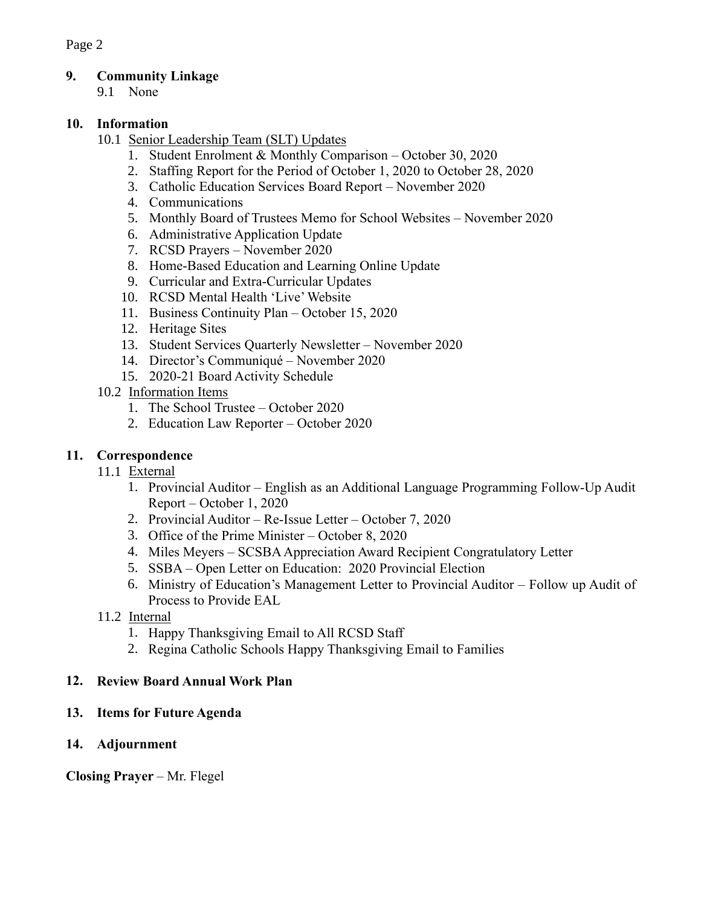## 9. Community Linkage

9.1 None

## 10. Information

10.1 Senior Leadership Team (SLT) Updates

1. Student Enrolment & Monthly Comparison – October 30, 2020
2. Staffing Report for the Period of October 1, 2020 to October 28, 2020
3. Catholic Education Services Board Report – November 2020
4. Communications
5. Monthly Board of Trustees Memo for School Websites – November 2020
6. Administrative Application Update
7. RCSD Prayers – November 2020
8. Home-Based Education and Learning Online Update
9. Curricular and Extra-Curricular Updates
10. RCSD Mental Health 'Live' Website
11. Business Continuity Plan – October 15, 2020
12. Heritage Sites
13. Student Services Quarterly Newsletter – November 2020
14. Director's Communiqué – November 2020
15. 2020-21 Board Activity Schedule

10.2 Information Items

1. The School Trustee – October 2020
2. Education Law Reporter – October 2020

## 11. Correspondence

11.1 External

1. Provincial Auditor – English as an Additional Language Programming Follow-Up Audit Report – October 1, 2020
2. Provincial Auditor – Re-Issue Letter – October 7, 2020
3. Office of the Prime Minister – October 8, 2020
4. Miles Meyers – SCSBA Appreciation Award Recipient Congratulatory Letter
5. SSBA – Open Letter on Education: 2020 Provincial Election
6. Ministry of Education's Management Letter to Provincial Auditor – Follow up Audit of Process to Provide EAL

11.2 Internal

1. Happy Thanksgiving Email to All RCSD Staff
2. Regina Catholic Schools Happy Thanksgiving Email to Families

## 12. Review Board Annual Work Plan

## 13. Items for Future Agenda

## 14. Adjournment

**Closing Prayer** – Mr. Flegel